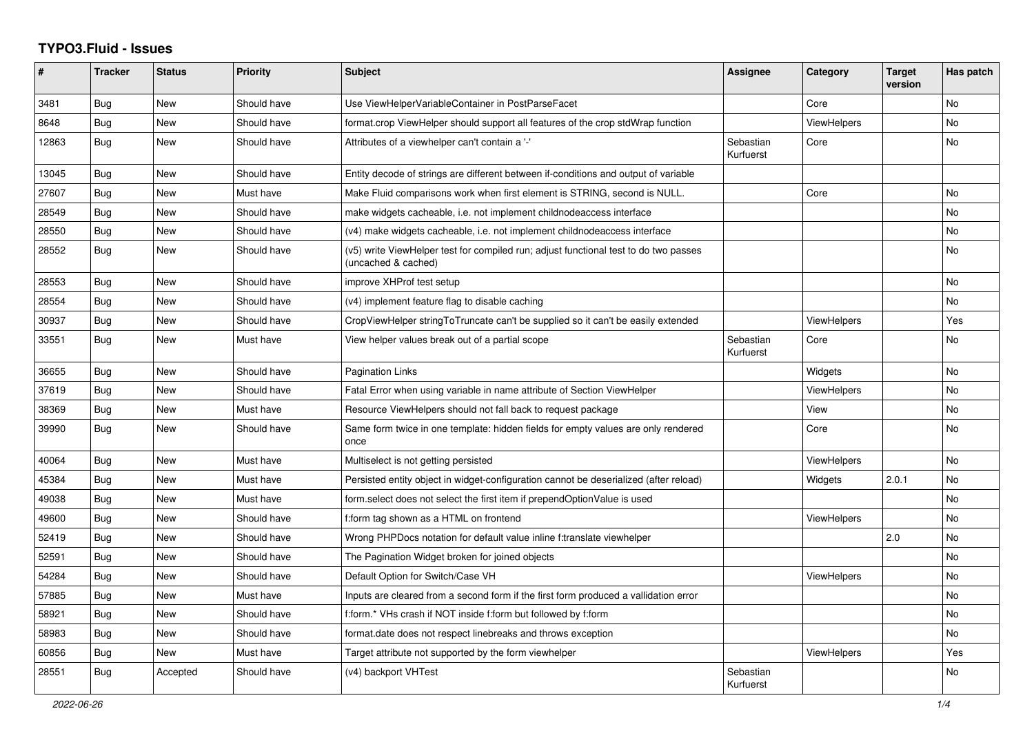# TYPO3.Fluid - Issues

| # | Tracker | Status | Priority | Subject | Assignee | Category | Target version | Has patch |
|---|---|---|---|---|---|---|---|---|
| 3481 | Bug | New | Should have | Use ViewHelperVariableContainer in PostParseFacet | | Core | | No |
| 8648 | Bug | New | Should have | format.crop ViewHelper should support all features of the crop stdWrap function | | ViewHelpers | | No |
| 12863 | Bug | New | Should have | Attributes of a viewhelper can't contain a '-' | Sebastian Kurfuerst | Core | | No |
| 13045 | Bug | New | Should have | Entity decode of strings are different between if-conditions and output of variable | | | | |
| 27607 | Bug | New | Must have | Make Fluid comparisons work when first element is STRING, second is NULL. | | Core | | No |
| 28549 | Bug | New | Should have | make widgets cacheable, i.e. not implement childnodeaccess interface | | | | No |
| 28550 | Bug | New | Should have | (v4) make widgets cacheable, i.e. not implement childnodeaccess interface | | | | No |
| 28552 | Bug | New | Should have | (v5) write ViewHelper test for compiled run; adjust functional test to do two passes (uncached & cached) | | | | No |
| 28553 | Bug | New | Should have | improve XHProf test setup | | | | No |
| 28554 | Bug | New | Should have | (v4) implement feature flag to disable caching | | | | No |
| 30937 | Bug | New | Should have | CropViewHelper stringToTruncate can't be supplied so it can't be easily extended | | ViewHelpers | | Yes |
| 33551 | Bug | New | Must have | View helper values break out of a partial scope | Sebastian Kurfuerst | Core | | No |
| 36655 | Bug | New | Should have | Pagination Links | | Widgets | | No |
| 37619 | Bug | New | Should have | Fatal Error when using variable in name attribute of Section ViewHelper | | ViewHelpers | | No |
| 38369 | Bug | New | Must have | Resource ViewHelpers should not fall back to request package | | View | | No |
| 39990 | Bug | New | Should have | Same form twice in one template: hidden fields for empty values are only rendered once | | Core | | No |
| 40064 | Bug | New | Must have | Multiselect is not getting persisted | | ViewHelpers | | No |
| 45384 | Bug | New | Must have | Persisted entity object in widget-configuration cannot be deserialized (after reload) | | Widgets | 2.0.1 | No |
| 49038 | Bug | New | Must have | form.select does not select the first item if prependOptionValue is used | | | | No |
| 49600 | Bug | New | Should have | f:form tag shown as a HTML on frontend | | ViewHelpers | | No |
| 52419 | Bug | New | Should have | Wrong PHPDocs notation for default value inline f:translate viewhelper | | | 2.0 | No |
| 52591 | Bug | New | Should have | The Pagination Widget broken for joined objects | | | | No |
| 54284 | Bug | New | Should have | Default Option for Switch/Case VH | | ViewHelpers | | No |
| 57885 | Bug | New | Must have | Inputs are cleared from a second form if the first form produced a vallidation error | | | | No |
| 58921 | Bug | New | Should have | f:form.* VHs crash if NOT inside f:form but followed by f:form | | | | No |
| 58983 | Bug | New | Should have | format.date does not respect linebreaks and throws exception | | | | No |
| 60856 | Bug | New | Must have | Target attribute not supported by the form viewhelper | | ViewHelpers | | Yes |
| 28551 | Bug | Accepted | Should have | (v4) backport VHTest | Sebastian Kurfuerst | | | No |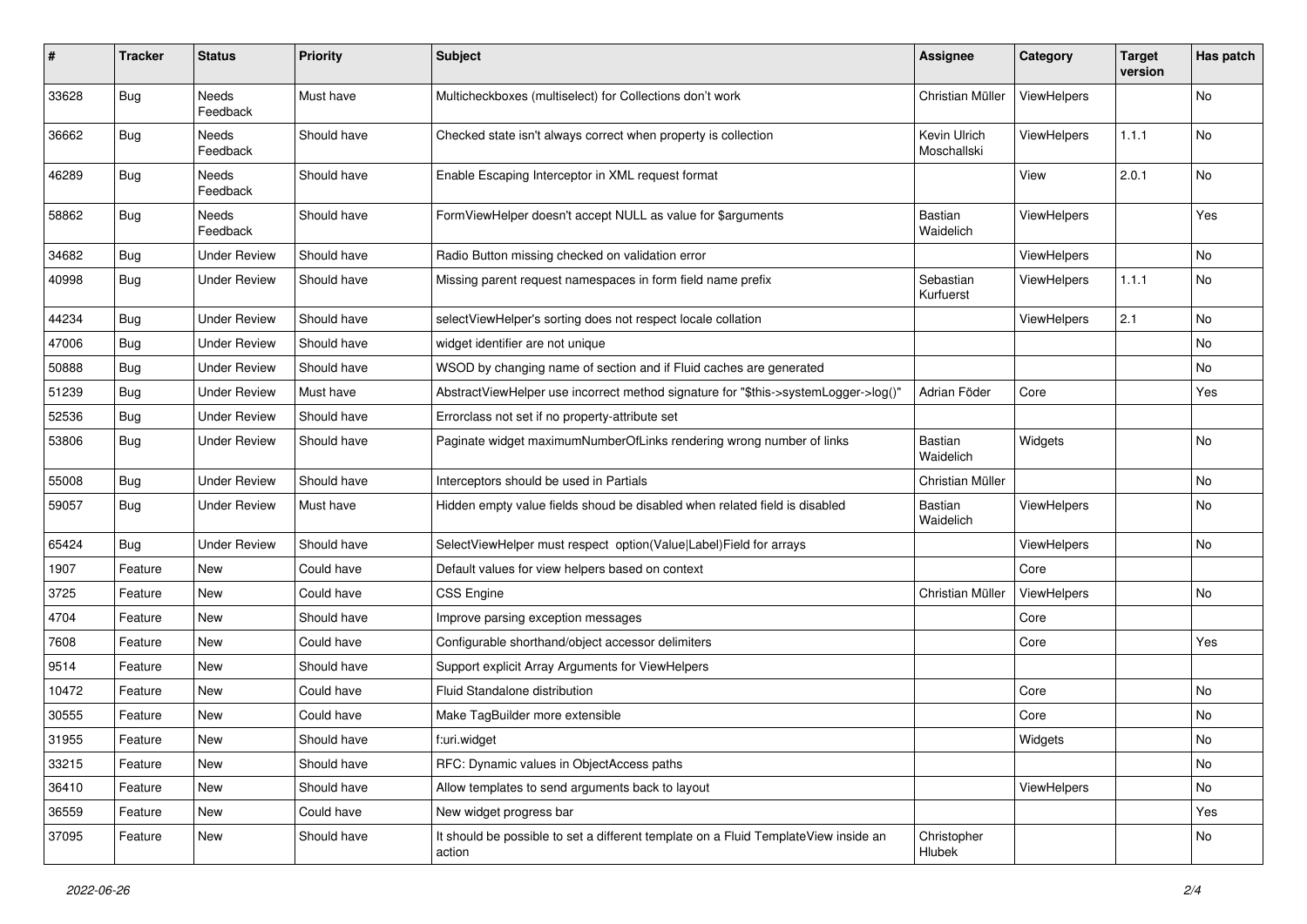| # | Tracker | Status | Priority | Subject | Assignee | Category | Target version | Has patch |
|---|---|---|---|---|---|---|---|---|
| 33628 | Bug | Needs Feedback | Must have | Multicheckboxes (multiselect) for Collections don't work | Christian Müller | ViewHelpers | | No |
| 36662 | Bug | Needs Feedback | Should have | Checked state isn't always correct when property is collection | Kevin Ulrich Moschallski | ViewHelpers | 1.1.1 | No |
| 46289 | Bug | Needs Feedback | Should have | Enable Escaping Interceptor in XML request format | | View | 2.0.1 | No |
| 58862 | Bug | Needs Feedback | Should have | FormViewHelper doesn't accept NULL as value for $arguments | Bastian Waidelich | ViewHelpers | | Yes |
| 34682 | Bug | Under Review | Should have | Radio Button missing checked on validation error | | ViewHelpers | | No |
| 40998 | Bug | Under Review | Should have | Missing parent request namespaces in form field name prefix | Sebastian Kurfuerst | ViewHelpers | 1.1.1 | No |
| 44234 | Bug | Under Review | Should have | selectViewHelper's sorting does not respect locale collation | | ViewHelpers | 2.1 | No |
| 47006 | Bug | Under Review | Should have | widget identifier are not unique | | | | No |
| 50888 | Bug | Under Review | Should have | WSOD by changing name of section and if Fluid caches are generated | | | | No |
| 51239 | Bug | Under Review | Must have | AbstractViewHelper use incorrect method signature for "$this->systemLogger->log()" | Adrian Föder | Core | | Yes |
| 52536 | Bug | Under Review | Should have | Errorclass not set if no property-attribute set | | | | |
| 53806 | Bug | Under Review | Should have | Paginate widget maximumNumberOfLinks rendering wrong number of links | Bastian Waidelich | Widgets | | No |
| 55008 | Bug | Under Review | Should have | Interceptors should be used in Partials | Christian Müller | | | No |
| 59057 | Bug | Under Review | Must have | Hidden empty value fields shoud be disabled when related field is disabled | Bastian Waidelich | ViewHelpers | | No |
| 65424 | Bug | Under Review | Should have | SelectViewHelper must respect option(Value\|Label)Field for arrays | | ViewHelpers | | No |
| 1907 | Feature | New | Could have | Default values for view helpers based on context | | Core | | |
| 3725 | Feature | New | Could have | CSS Engine | Christian Müller | ViewHelpers | | No |
| 4704 | Feature | New | Should have | Improve parsing exception messages | | Core | | |
| 7608 | Feature | New | Could have | Configurable shorthand/object accessor delimiters | | Core | | Yes |
| 9514 | Feature | New | Should have | Support explicit Array Arguments for ViewHelpers | | | | |
| 10472 | Feature | New | Could have | Fluid Standalone distribution | | Core | | No |
| 30555 | Feature | New | Could have | Make TagBuilder more extensible | | Core | | No |
| 31955 | Feature | New | Should have | f:uri.widget | | Widgets | | No |
| 33215 | Feature | New | Should have | RFC: Dynamic values in ObjectAccess paths | | | | No |
| 36410 | Feature | New | Should have | Allow templates to send arguments back to layout | | ViewHelpers | | No |
| 36559 | Feature | New | Could have | New widget progress bar | | | | Yes |
| 37095 | Feature | New | Should have | It should be possible to set a different template on a Fluid TemplateView inside an action | Christopher Hlubek | | | No |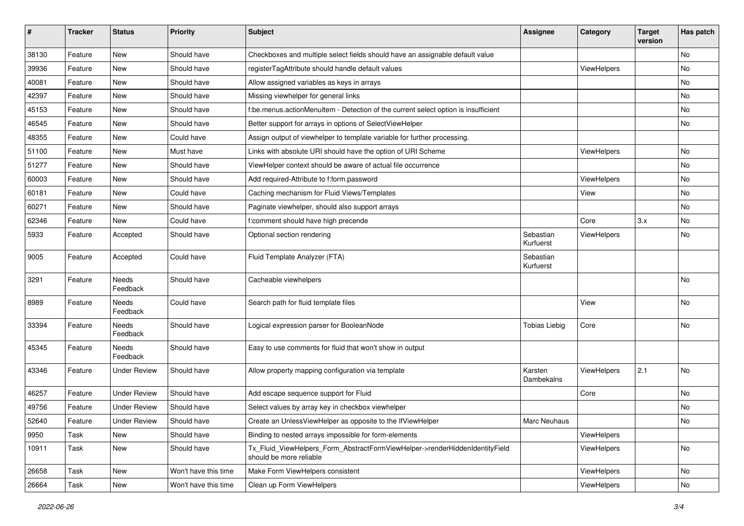| # | Tracker | Status | Priority | Subject | Assignee | Category | Target version | Has patch |
|---|---|---|---|---|---|---|---|---|
| 38130 | Feature | New | Should have | Checkboxes and multiple select fields should have an assignable default value | | | | No |
| 39936 | Feature | New | Should have | registerTagAttribute should handle default values | | ViewHelpers | | No |
| 40081 | Feature | New | Should have | Allow assigned variables as keys in arrays | | | | No |
| 42397 | Feature | New | Should have | Missing viewhelper for general links | | | | No |
| 45153 | Feature | New | Should have | f:be.menus.actionMenuItem - Detection of the current select option is insufficient | | | | No |
| 46545 | Feature | New | Should have | Better support for arrays in options of SelectViewHelper | | | | No |
| 48355 | Feature | New | Could have | Assign output of viewhelper to template variable for further processing. | | | | |
| 51100 | Feature | New | Must have | Links with absolute URI should have the option of URI Scheme | | ViewHelpers | | No |
| 51277 | Feature | New | Should have | ViewHelper context should be aware of actual file occurrence | | | | No |
| 60003 | Feature | New | Should have | Add required-Attribute to f:form.password | | ViewHelpers | | No |
| 60181 | Feature | New | Could have | Caching mechanism for Fluid Views/Templates | | View | | No |
| 60271 | Feature | New | Should have | Paginate viewhelper, should also support arrays | | | | No |
| 62346 | Feature | New | Could have | f:comment should have high precende | | Core | 3.x | No |
| 5933 | Feature | Accepted | Should have | Optional section rendering | Sebastian Kurfuerst | ViewHelpers | | No |
| 9005 | Feature | Accepted | Could have | Fluid Template Analyzer (FTA) | Sebastian Kurfuerst | | | |
| 3291 | Feature | Needs Feedback | Should have | Cacheable viewhelpers | | | | No |
| 8989 | Feature | Needs Feedback | Could have | Search path for fluid template files | | View | | No |
| 33394 | Feature | Needs Feedback | Should have | Logical expression parser for BooleanNode | Tobias Liebig | Core | | No |
| 45345 | Feature | Needs Feedback | Should have | Easy to use comments for fluid that won't show in output | | | | |
| 43346 | Feature | Under Review | Should have | Allow property mapping configuration via template | Karsten Dambekalns | ViewHelpers | 2.1 | No |
| 46257 | Feature | Under Review | Should have | Add escape sequence support for Fluid | | Core | | No |
| 49756 | Feature | Under Review | Should have | Select values by array key in checkbox viewhelper | | | | No |
| 52640 | Feature | Under Review | Should have | Create an UnlessViewHelper as opposite to the IfViewHelper | Marc Neuhaus | | | No |
| 9950 | Task | New | Should have | Binding to nested arrays impossible for form-elements | | ViewHelpers | | |
| 10911 | Task | New | Should have | Tx_Fluid_ViewHelpers_Form_AbstractFormViewHelper->renderHiddenIdentityField should be more reliable | | ViewHelpers | | No |
| 26658 | Task | New | Won't have this time | Make Form ViewHelpers consistent | | ViewHelpers | | No |
| 26664 | Task | New | Won't have this time | Clean up Form ViewHelpers | | ViewHelpers | | No |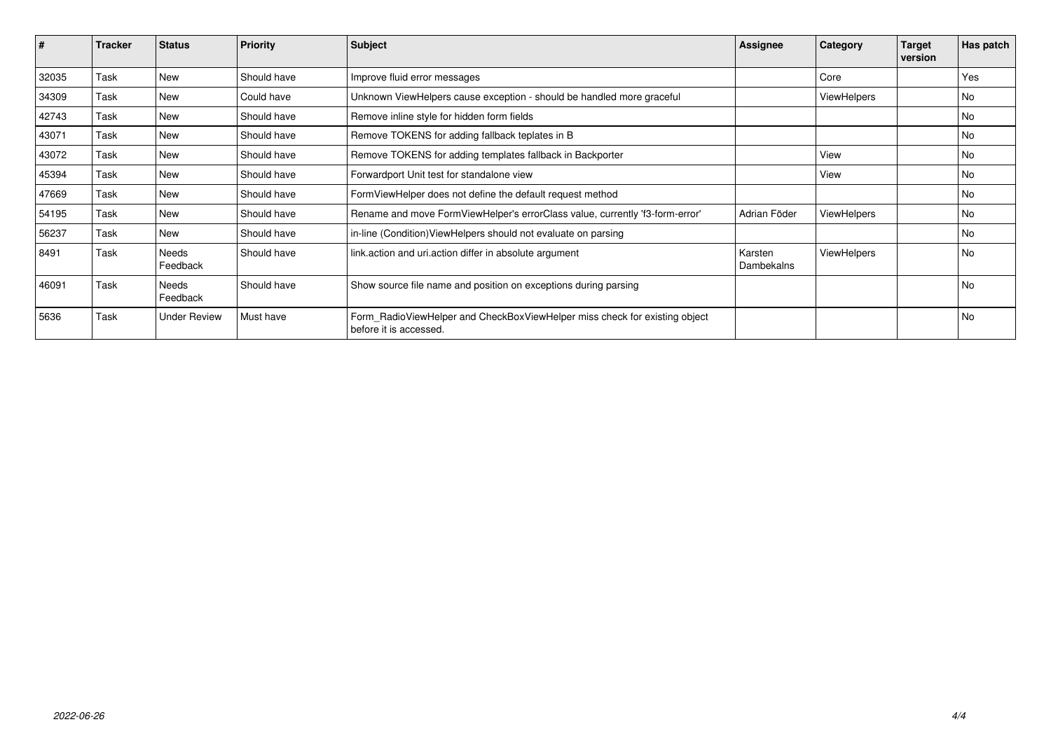| # | Tracker | Status | Priority | Subject | Assignee | Category | Target version | Has patch |
|---|---|---|---|---|---|---|---|---|
| 32035 | Task | New | Should have | Improve fluid error messages | | Core | | Yes |
| 34309 | Task | New | Could have | Unknown ViewHelpers cause exception - should be handled more graceful | | ViewHelpers | | No |
| 42743 | Task | New | Should have | Remove inline style for hidden form fields | | | | No |
| 43071 | Task | New | Should have | Remove TOKENS for adding fallback teplates in B | | | | No |
| 43072 | Task | New | Should have | Remove TOKENS for adding templates fallback in Backporter | | View | | No |
| 45394 | Task | New | Should have | Forwardport Unit test for standalone view | | View | | No |
| 47669 | Task | New | Should have | FormViewHelper does not define the default request method | | | | No |
| 54195 | Task | New | Should have | Rename and move FormViewHelper's errorClass value, currently 'f3-form-error' | Adrian Föder | ViewHelpers | | No |
| 56237 | Task | New | Should have | in-line (Condition)ViewHelpers should not evaluate on parsing | | | | No |
| 8491 | Task | Needs Feedback | Should have | link.action and uri.action differ in absolute argument | Karsten Dambekalns | ViewHelpers | | No |
| 46091 | Task | Needs Feedback | Should have | Show source file name and position on exceptions during parsing | | | | No |
| 5636 | Task | Under Review | Must have | Form_RadioViewHelper and CheckBoxViewHelper miss check for existing object before it is accessed. | | | | No |